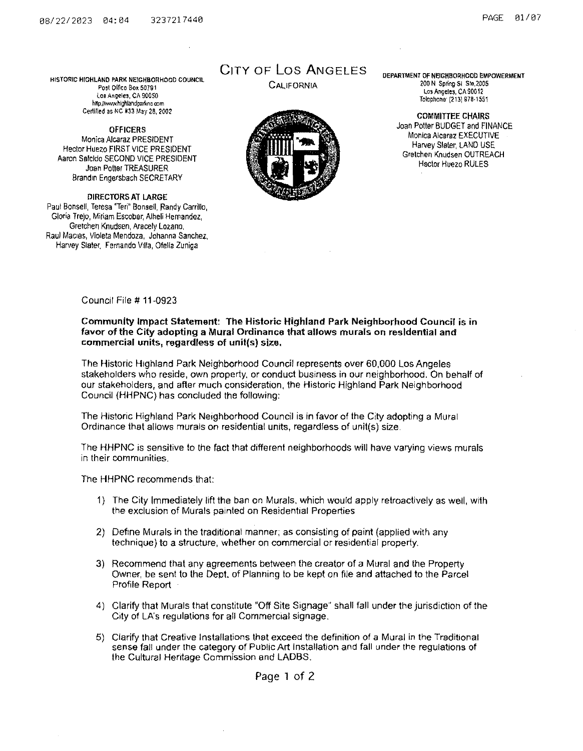HISTORIC HIGHLAND PARK NEIGHBORHOOD COUNCIL
Post Office Box 50791
Los Angeles, CA 90050
http://www.highlandparknc.com
Certified as NC #33 May 28, 2002

**OFFICERS**
Monica Alcaraz PRESIDENT
Hector Huezo FIRST VICE PRESIDENT
Aaron Salcido SECOND VICE PRESIDENT
Joan Potter TREASURER
Brandin Engersbach SECRETARY

**DIRECTORS AT LARGE**
Paul Bonsell, Teresa "Teri" Bonsell, Randy Carrillo, Gloria Trejo, Miriam Escobar, Alheli Hernandez, Gretchen Knudsen, Aracely Lozano, Raul Macias, Violeta Mendoza, Johanna Sanchez, Harvey Slater, Fernando Villa, Ofelia Zuniga

# CITY OF LOS ANGELES
CALIFORNIA

DEPARTMENT OF NEIGHBORHOOD EMPOWERMENT
200 N. Spring St. Ste.2005
Los Angeles, CA 90012
Telephone (213) 978-1551

**COMMITTEE CHAIRS**
Joan Potter BUDGET and FINANCE
Monica Alcaraz EXECUTIVE
Harvey Slater, LAND USE
Gretchen Knudsen OUTREACH
Hector Huezo RULES

Council File # 11-0923

**Community Impact Statement: The Historic Highland Park Neighborhood Council is in favor of the City adopting a Mural Ordinance that allows murals on residential and commercial units, regardless of unit(s) size.**

The Historic Highland Park Neighborhood Council represents over 60,000 Los Angeles stakeholders who reside, own property, or conduct business in our neighborhood. On behalf of our stakeholders, and after much consideration, the Historic Highland Park Neighborhood Council (HHPNC) has concluded the following:

The Historic Highland Park Neighborhood Council is in favor of the City adopting a Mural Ordinance that allows murals on residential units, regardless of unit(s) size.

The HHPNC is sensitive to the fact that different neighborhoods will have varying views murals in their communities.

The HHPNC recommends that:

1) The City Immediately lift the ban on Murals, which would apply retroactively as well, with the exclusion of Murals painted on Residential Properties
2) Define Murals in the traditional manner; as consisting of paint (applied with any technique) to a structure, whether on commercial or residential property.
3) Recommend that any agreements between the creator of a Mural and the Property Owner, be sent to the Dept. of Planning to be kept on file and attached to the Parcel Profile Report
4) Clarify that Murals that constitute "Off Site Signage" shall fall under the jurisdiction of the City of LA's regulations for all Commercial signage.
5) Clarify that Creative Installations that exceed the definition of a Mural in the Traditional sense fall under the category of Public Art Installation and fall under the regulations of the Cultural Heritage Commission and LADBS.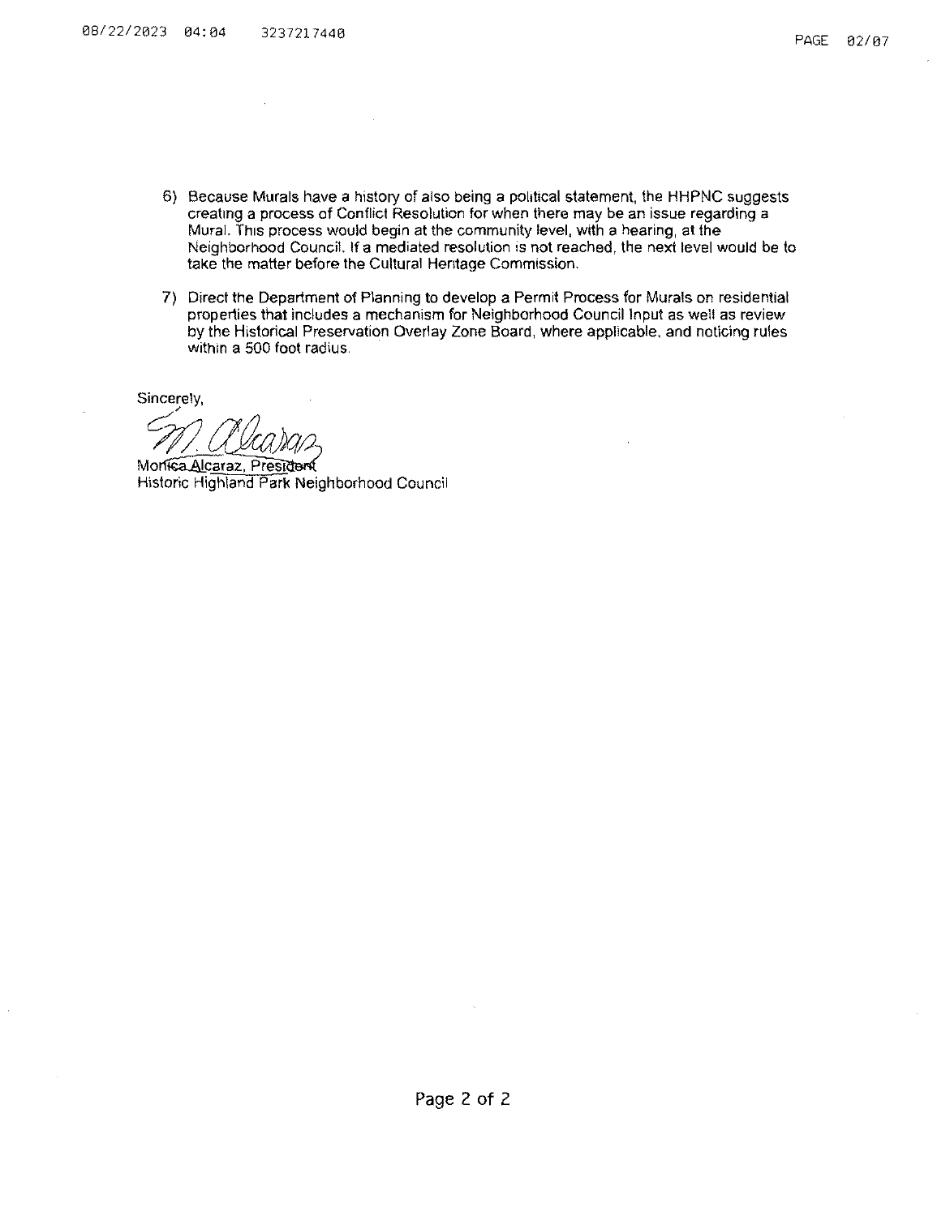6) Because Murals have a history of also being a political statement, the HHPNC suggests creating a process of Conflict Resolution for when there may be an issue regarding a Mural. This process would begin at the community level, with a hearing, at the Neighborhood Council. If a mediated resolution is not reached, the next level would be to take the matter before the Cultural Heritage Commission.

7) Direct the Department of Planning to develop a Permit Process for Murals on residential properties that includes a mechanism for Neighborhood Council Input as well as review by the Historical Preservation Overlay Zone Board, where applicable, and noticing rules within a 500 foot radius.

Sincerely,

M. Alcaraz

Monica Alcaraz, President
Historic Highland Park Neighborhood Council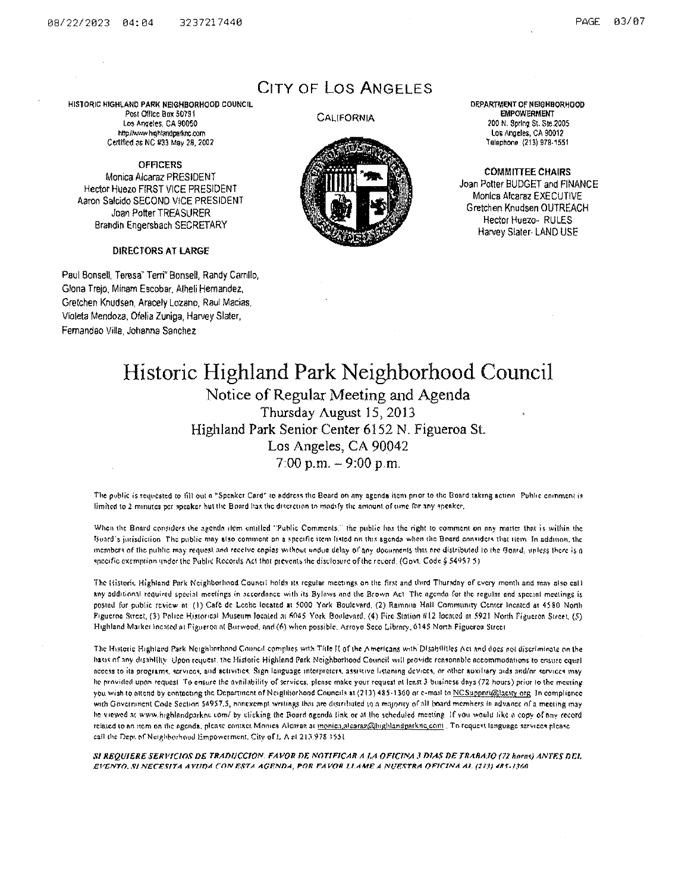# CITY OF LOS ANGELES

CALIFORNIA

HISTORIC HIGHLAND PARK NEIGHBORHOOD COUNCIL
Post Office Box 50791
Los Angeles, CA 90050
http://www.highlandparknc.com
Certified as NC #33 May 28, 2002

**OFFICERS**
Monica Alcaraz PRESIDENT
Hector Huezo FIRST VICE PRESIDENT
Aaron Salcido SECOND VICE PRESIDENT
Joan Potter TREASURER
Brandin Engersbach SECRETARY

**DIRECTORS AT LARGE**

Paul Bonsell, Teresa" Terri" Bonsell, Randy Carrillo, Gloria Trejo, Miriam Escobar, Atheli Hernandez, Gretchen Knudsen, Aracely Lozano, Raul Macias, Violeta Mendoza, Ofelia Zuniga, Harvey Slater, Fernandeo Villa, Johanna Sanchez

DEPARTMENT OF NEIGHBORHOOD EMPOWERMENT
200 N. Spring St. Ste.2005
Los Angeles, CA 90012
Telephone (213) 978-1551

**COMMITTEE CHAIRS**
Joan Potter BUDGET and FINANCE
Monica Alcaraz EXECUTIVE
Gretchen Knudsen OUTREACH
Hector Huezo- RULES
Harvey Slater- LAND USE

# Historic Highland Park Neighborhood Council

## Notice of Regular Meeting and Agenda

Thursday August 15, 2013
Highland Park Senior Center 6152 N. Figueroa St.
Los Angeles, CA 90042
7:00 p.m. – 9:00 p.m.

The public is requested to fill out a "Speaker Card" to address the Board on any agenda item prior to the Board taking action. Public comment is limited to 2 minutes per speaker but the Board has the discretion to modify the amount of time for any speaker.

When the Board considers the agenda item entitled "Public Comments," the public has the right to comment on any matter that is within the Board's jurisdiction. The public may also comment on a specific item listed on this agenda when the Board considers that item. In addition, the members of the public may request and receive copies without undue delay of any documents that are distributed to the Board, unless there is a specific exemption under the Public Records Act that prevents the disclosure of the record. (Govt. Code § 54957.5)

The Historic Highland Park Neighborhood Council holds its regular meetings on the first and third Thursday of every month and may also call any additional required special meetings in accordance with its Bylaws and the Brown Act. The agenda for the regular and special meetings is posted for public review at: (1) Café de Leche located at 5000 York Boulevard, (2) Ramona Hall Community Center located at 4580 North Figueroa Street, (3) Police Historical Museum located at 6045 York Boulevard, (4) Fire Station #12 located at 5921 North Figueroa Street, (5) Highland Market located at Figueroa at Burwood, and (6) when possible, Arroyo Seco Library, 6145 North Figueroa Street.

The Historic Highland Park Neighborhood Council complies with Title II of the Americans with Disabilities Act and does not discriminate on the basis of any disability. Upon request, the Historic Highland Park Neighborhood Council will provide reasonable accommodations to ensure equal access to its programs, services, and activities. Sign language interpreters, assistive listening devices, or other auxiliary aids and/or services may be provided upon request. To ensure the availability of services, please make your request at least 3 business days (72 hours) prior to the meeting you wish to attend by contacting the Department of Neighborhood Councils at (213) 485-1360 or e-mail to NCSupport@lacity.org. In compliance with Government Code Section 54957.5, nonexempt writings that are distributed to a majority of all board members in advance of a meeting may be viewed at www.highlandparknc.com/ by clicking the Board agenda link or at the scheduled meeting. If you would like a copy of any record related to an item on the agenda, please contact Monica Alcaraz at monica.alcaraz@highlandparknc.com. To request language services please call the Dept. of Neighborhood Empowerment, City of L.A at 213 978 1551.

***SI REQUIERE SERVICIOS DE TRADUCCION, FAVOR DE NOTIFICAR A LA OFICINA 3 DIAS DE TRABAJO (72 horas) ANTES DEL EVENTO. SI NECESITA AYUDA CON ESTA AGENDA, POR FAVOR LLAME A NUESTRA OFICINA AL (213) 485-1360***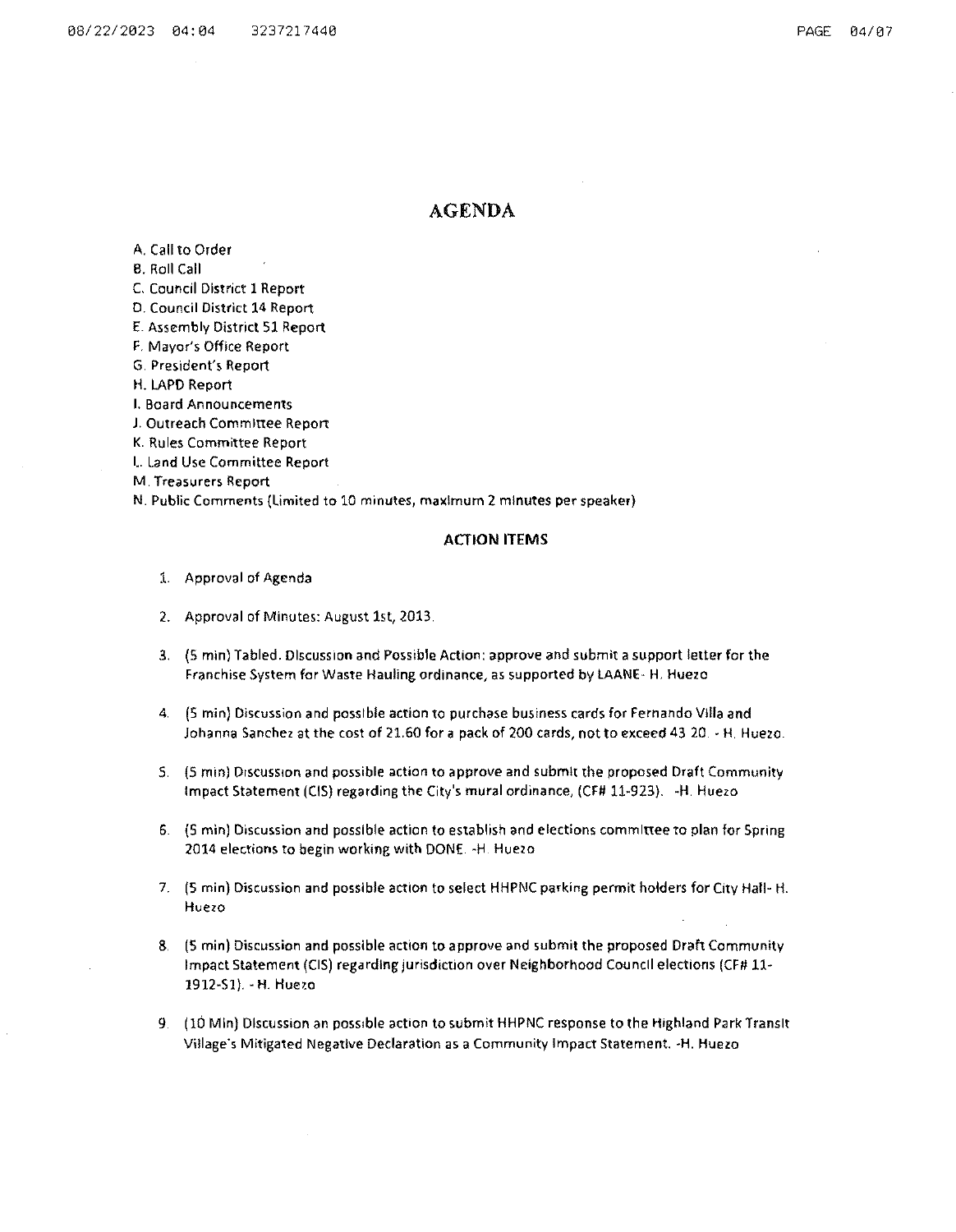# AGENDA

A. Call to Order
B. Roll Call
C. Council District 1 Report
D. Council District 14 Report
E. Assembly District 51 Report
F. Mayor's Office Report
G. President's Report
H. LAPD Report
I. Board Announcements
J. Outreach Committee Report
K. Rules Committee Report
L. Land Use Committee Report
M. Treasurers Report
N. Public Comments (Limited to 10 minutes, maximum 2 minutes per speaker)

## ACTION ITEMS

1. Approval of Agenda

2. Approval of Minutes: August 1st, 2013.

3. (5 min) Tabled. Discussion and Possible Action: approve and submit a support letter for the Franchise System for Waste Hauling ordinance, as supported by LAANE- H. Huezo

4. (5 min) Discussion and possible action to purchase business cards for Fernando Villa and Johanna Sanchez at the cost of 21.60 for a pack of 200 cards, not to exceed 43.20. - H. Huezo.

5. (5 min) Discussion and possible action to approve and submit the proposed Draft Community Impact Statement (CIS) regarding the City's mural ordinance, (CF# 11-923). -H. Huezo

6. (5 min) Discussion and possible action to establish and elections committee to plan for Spring 2014 elections to begin working with DONE. -H. Huezo

7. (5 min) Discussion and possible action to select HHPNC parking permit holders for City Hall- H. Huezo

8. (5 min) Discussion and possible action to approve and submit the proposed Draft Community Impact Statement (CIS) regarding jurisdiction over Neighborhood Council elections (CF# 11-1912-S1). - H. Huezo

9. (10 Min) Discussion an possible action to submit HHPNC response to the Highland Park Transit Village's Mitigated Negative Declaration as a Community Impact Statement. -H. Huezo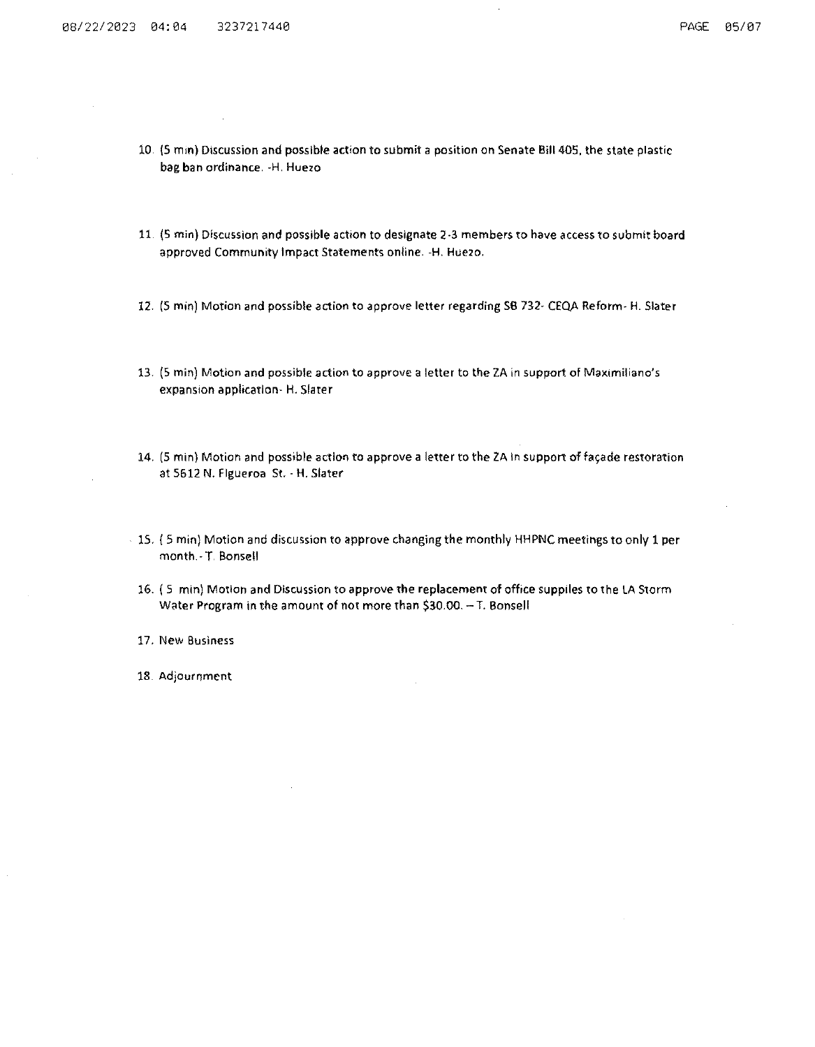10. (5 min) Discussion and possible action to submit a position on Senate Bill 405, the state plastic bag ban ordinance. -H. Huezo

11. (5 min) Discussion and possible action to designate 2-3 members to have access to submit board approved Community Impact Statements online. -H. Huezo.

12. (5 min) Motion and possible action to approve letter regarding SB 732- CEQA Reform- H. Slater

13. (5 min) Motion and possible action to approve a letter to the ZA in support of Maximiliano's expansion application- H. Slater

14. (5 min) Motion and possible action to approve a letter to the ZA in support of façade restoration at 5612 N. Figueroa St. - H. Slater

15. ( 5 min) Motion and discussion to approve changing the monthly HHPNC meetings to only 1 per month.- T. Bonsell

16. ( 5 min) Motion and Discussion to approve the replacement of office suppiles to the LA Storm Water Program in the amount of not more than $30.00. – T. Bonsell

17. New Business

18. Adjournment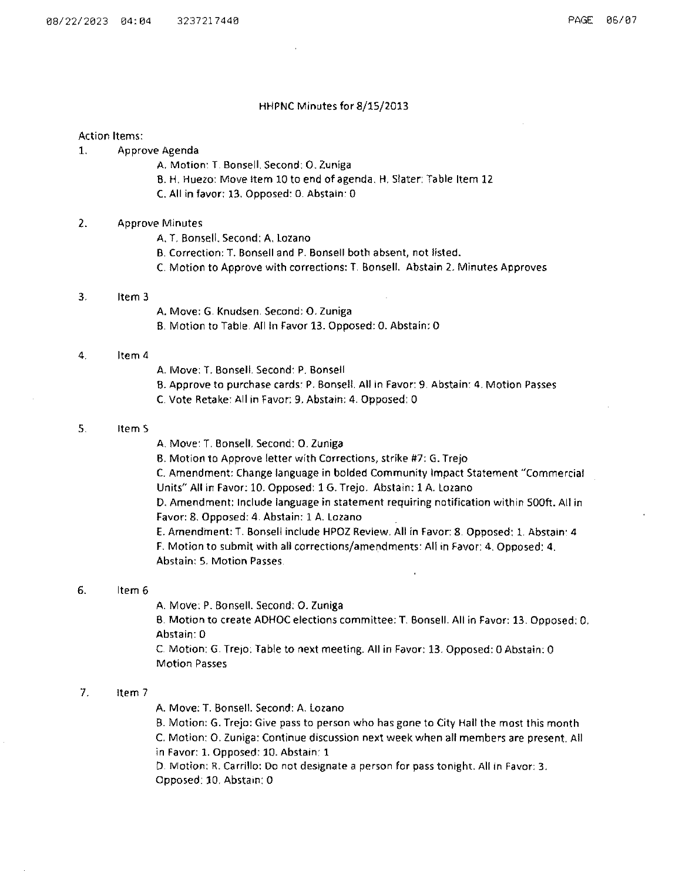HHPNC Minutes for 8/15/2013

Action Items:

1. Approve Agenda
   - A. Motion: T. Bonsell. Second: O. Zuniga
   - B. H. Huezo: Move Item 10 to end of agenda. H. Slater: Table Item 12
   - C. All in favor: 13. Opposed: 0. Abstain: 0

2. Approve Minutes
   - A. T. Bonsell, Second: A. Lozano
   - B. Correction: T. Bonsell and P. Bonsell both absent, not listed.
   - C. Motion to Approve with corrections: T. Bonsell. Abstain 2. Minutes Approves

3. Item 3
   - A. Move: G. Knudsen. Second: O. Zuniga
   - B. Motion to Table. All In Favor 13. Opposed: 0. Abstain: 0

4. Item 4
   - A. Move: T. Bonsell. Second: P. Bonsell
   - B. Approve to purchase cards: P. Bonsell. All in Favor: 9. Abstain: 4. Motion Passes
   - C. Vote Retake: All in Favor: 9. Abstain: 4. Opposed: 0

5. Item 5
   - A. Move: T. Bonsell, Second: O. Zuniga
   - B. Motion to Approve letter with Corrections, strike #7: G. Trejo
   - C. Amendment: Change language in bolded Community Impact Statement "Commercial Units" All in Favor: 10. Opposed: 1 G. Trejo. Abstain: 1 A. Lozano
   - D. Amendment: Include language in statement requiring notification within 500ft. All in Favor: 8. Opposed: 4. Abstain: 1 A. Lozano
   - E. Amendment: T. Bonsell include HPOZ Review. All in Favor: 8. Opposed: 1. Abstain: 4
   - F. Motion to submit with all corrections/amendments: All in Favor: 4. Opposed: 4. Abstain: 5. Motion Passes.

6. Item 6
   - A. Move: P. Bonsell. Second: O. Zuniga
   - B. Motion to create ADHOC elections committee: T. Bonsell. All in Favor: 13. Opposed: 0. Abstain: 0
   - C. Motion: G. Trejo: Table to next meeting. All in Favor: 13. Opposed: 0 Abstain: 0 Motion Passes

7. Item 7
   - A. Move: T. Bonsell. Second: A. Lozano
   - B. Motion: G. Trejo: Give pass to person who has gone to City Hall the most this month
   - C. Motion: O. Zuniga: Continue discussion next week when all members are present. All in Favor: 1. Opposed: 10. Abstain: 1
   - D. Motion: R. Carrillo: Do not designate a person for pass tonight. All in Favor: 3. Opposed: 10. Abstain: 0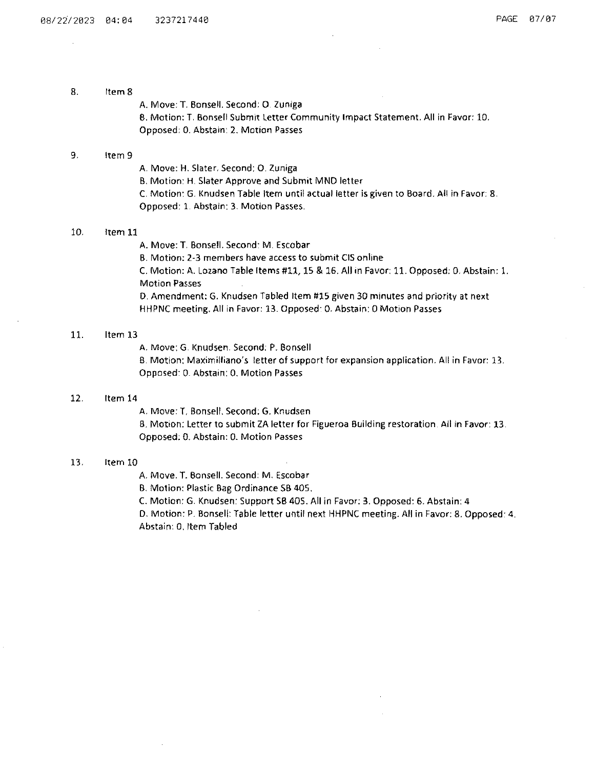8. Item 8

   A. Move: T. Bonsell. Second: O. Zuniga

   B. Motion: T. Bonsell Submit Letter Community Impact Statement. All in Favor: 10. Opposed: 0. Abstain: 2. Motion Passes

9. Item 9

   A. Move: H. Slater. Second: O. Zuniga

   B. Motion: H. Slater Approve and Submit MND letter

   C. Motion: G. Knudsen Table Item until actual letter is given to Board. All in Favor: 8. Opposed: 1. Abstain: 3. Motion Passes.

10. Item 11

    A. Move: T. Bonsell. Second: M. Escobar

    B. Motion: 2-3 members have access to submit CIS online

    C. Motion: A. Lozano Table Items #11, 15 & 16. All in Favor: 11. Opposed: 0. Abstain: 1. Motion Passes

    D. Amendment: G. Knudsen Tabled Item #15 given 30 minutes and priority at next HHPNC meeting. All in Favor: 13. Opposed: 0. Abstain: 0 Motion Passes

11. Item 13

    A. Move: G. Knudsen. Second: P. Bonsell

    B. Motion: Maximiliano's letter of support for expansion application. All in Favor: 13. Opposed: 0. Abstain: 0. Motion Passes

12. Item 14

    A. Move: T. Bonsell. Second: G. Knudsen

    B. Motion: Letter to submit ZA letter for Figueroa Building restoration. All in Favor: 13. Opposed: 0. Abstain: 0. Motion Passes

13. Item 10

    A. Move. T. Bonsell. Second: M. Escobar

    B. Motion: Plastic Bag Ordinance SB 405.

    C. Motion: G. Knudsen: Support SB 405. All in Favor: 3. Opposed: 6. Abstain: 4

    D. Motion: P. Bonsell: Table letter until next HHPNC meeting. All in Favor: 8. Opposed: 4. Abstain: 0. Item Tabled